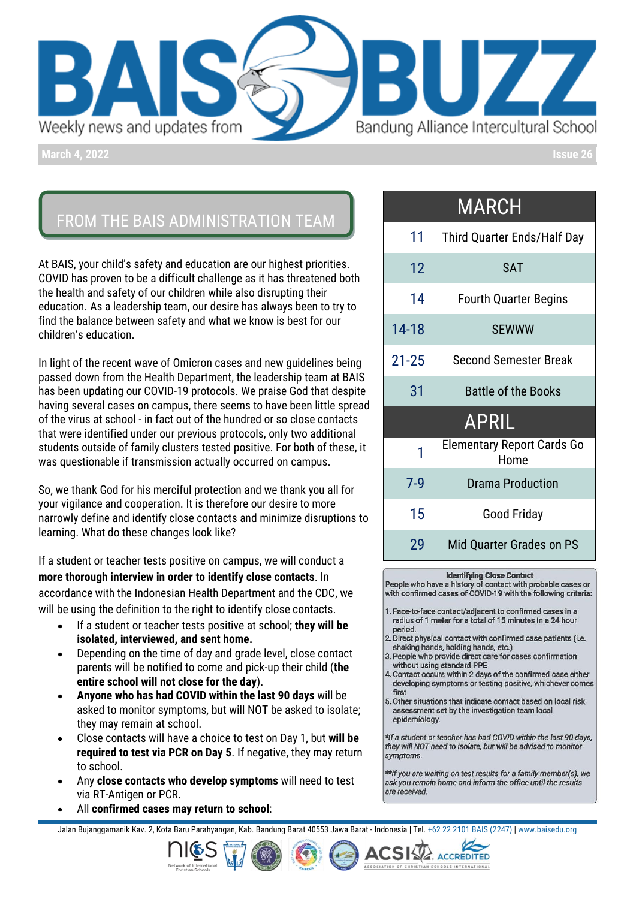# BAIS BUZZ

Weekly news and updates from Bandung Alliance Intercultural School

March 4, 2022 — Issue 26

## FROM THE BAIS ADMINISTRATION TEAM

At BAIS, your child's safety and education are our highest priorities. COVID has proven to be a difficult challenge as it has threatened both the health and safety of our children while also disrupting their education. As a leadership team, our desire has always been to try to find the balance between safety and what we know is best for our children's education.

In light of the recent wave of Omicron cases and new guidelines being passed down from the Health Department, the leadership team at BAIS has been updating our COVID-19 protocols. We praise God that despite having several cases on campus, there seems to have been little spread of the virus at school - in fact out of the hundred or so close contacts that were identified under our previous protocols, only two additional students outside of family clusters tested positive. For both of these, it was questionable if transmission actually occurred on campus.

So, we thank God for his merciful protection and we thank you all for your vigilance and cooperation. It is therefore our desire to more narrowly define and identify close contacts and minimize disruptions to learning. What do these changes look like?

If a student or teacher tests positive on campus, we will conduct a **more thorough interview in order to identify close contacts**. In accordance with the Indonesian Health Department and the CDC, we will be using the definition to the right to identify close contacts.

- If a student or teacher tests positive at school; **they will be isolated, interviewed, and sent home.**
- Depending on the time of day and grade level, close contact parents will be notified to come and pick-up their child (**the entire school will not close for the day**).
- **Anyone who has had COVID within the last 90 days** will be asked to monitor symptoms, but will NOT be asked to isolate; they may remain at school.
- Close contacts will have a choice to test on Day 1, but **will be required to test via PCR on Day 5**. If negative, they may return to school.
- Any **close contacts who develop symptoms** will need to test via RT-Antigen or PCR.
- All **confirmed cases may return to school**:

| MARCH | |
|---|---|
| 11 | Third Quarter Ends/Half Day |
| 12 | SAT |
| 14 | Fourth Quarter Begins |
| 14-18 | SEWWW |
| 21-25 | Second Semester Break |
| 31 | Battle of the Books |
| **APRIL** | |
| 1 | Elementary Report Cards Go Home |
| 7-9 | Drama Production |
| 15 | Good Friday |
| 29 | Mid Quarter Grades on PS |

**Identifying Close Contact**

People who have a history of contact with probable cases or with confirmed cases of COVID-19 with the following criteria:

1. Face-to-face contact/adjacent to confirmed cases in a radius of 1 meter for a total of 15 minutes in a 24 hour period.
2. Direct physical contact with confirmed case patients (i.e. shaking hands, holding hands, etc.)
3. People who provide direct care for cases confirmation without using standard PPE
4. Contact occurs within 2 days of the confirmed case either developing symptoms or testing positive, whichever comes first
5. Other situations that indicate contact based on local risk assessment set by the investigation team local epidemiology.

*\*If a student or teacher has had COVID within the last 90 days, they will NOT need to isolate, but will be advised to monitor symptoms.*

*\*\*If you are waiting on test results for a family member(s), we ask you remain home and inform the office until the results are received.*

Jalan Bujanggamanik Kav. 2, Kota Baru Parahyangan, Kab. Bandung Barat 40553 Jawa Barat - Indonesia | Tel. +62 22 2101 BAIS (2247) | www.baisedu.org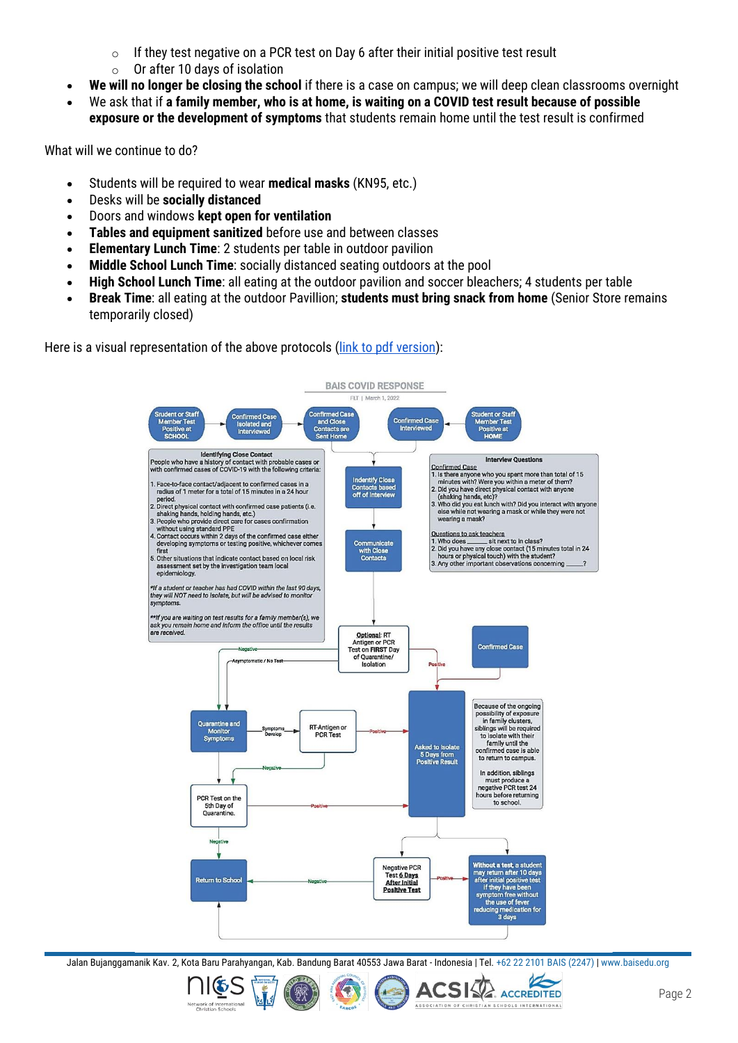- If they test negative on a PCR test on Day 6 after their initial positive test result
- Or after 10 days of isolation

- **We will no longer be closing the school** if there is a case on campus; we will deep clean classrooms overnight
- We ask that if **a family member, who is at home, is waiting on a COVID test result because of possible exposure or the development of symptoms** that students remain home until the test result is confirmed

What will we continue to do?

- Students will be required to wear **medical masks** (KN95, etc.)
- Desks will be **socially distanced**
- Doors and windows **kept open for ventilation**
- **Tables and equipment sanitized** before use and between classes
- **Elementary Lunch Time**: 2 students per table in outdoor pavilion
- **Middle School Lunch Time**: socially distanced seating outdoors at the pool
- **High School Lunch Time**: all eating at the outdoor pavilion and soccer bleachers; 4 students per table
- **Break Time**: all eating at the outdoor Pavillion; **students must bring snack from home** (Senior Store remains temporarily closed)

Here is a visual representation of the above protocols (link to pdf version):

**BAIS COVID RESPONSE**

FLT | March 1, 2022

Student or Staff Member Test Positive at SCHOOL → Confirmed Case Isolated and Interviewed → Confirmed Case and Close Contacts are Sent Home ← Confirmed Case Interviewed ← Student or Staff Member Test Positive at HOME

**Identifying Close Contact**

People who have a history of contact with probable cases or with confirmed cases of COVID-19 with the following criteria:

1. Face-to-face contact/adjacent to confirmed cases in a radius of 1 meter for a total of 15 minutes in a 24 hour period.
2. Direct physical contact with confirmed case patients (i.e. shaking hands, holding hands, etc.)
3. People who provide direct care for cases confirmation without using standard PPE
4. Contact occurs within 2 days of the confirmed case either developing symptoms or testing positive, whichever comes first
5. Other situations that indicate contact based on local risk assessment set by the investigation team local epidemiology.

*\*If a student or teacher has had COVID within the last 90 days, they will NOT need to isolate, but will be advised to monitor symptoms.*

*\*\*If you are waiting on test results for a family member(s), we ask you remain home and inform the office until the results are received.*

Indentify Close Contacts based off of Interview → Communicate with Close Contacts

**Interview Questions**

Confirmed Case

1. Is there anyone who you spent more than total of 15 minutes with? Were you within a meter of them?
2. Did you have direct physical contact with anyone (shaking hands, etc)?
3. Who did you eat lunch with? Did you interact with anyone else while not wearing a mask or while they were not wearing a mask?

Questions to ask teachers

1. Who does \_\_\_\_\_\_ sit next to in class?
2. Did you have any close contact (15 minutes total in 24 hours or physical touch) with the student?
3. Any other important observations concerning \_\_\_\_\_?

**Optional**: RT Antigen or PCR Test on **FIRST** Day of Quarantine/ Isolation

- Negative / Asymptomatic / No Test → Quarantine and Monitor Symptoms
- Positive → Asked to Isolate 5 Days from Positive Result

Confirmed Case → Asked to Isolate 5 Days from Positive Result

Quarantine and Monitor Symptoms → Symptoms Develop → RT-Antigen or PCR Test

- Positive → Asked to Isolate 5 Days from Positive Result
- Negative → PCR Test on the 5th Day of Quarantine.

PCR Test on the 5th Day of Quarantine.

- Positive → Asked to Isolate 5 Days from Positive Result
- Negative → Return to School

Because of the ongoing possibility of exposure in family clusters, siblings will be required to isolate with their family until the confirmed case is able to return to campus.

In addition, siblings must produce a negative PCR test 24 hours before returning to school.

Asked to Isolate 5 Days from Positive Result → Negative PCR Test **6 Days After Initial Positive Test**

- Negative → Return to School
- Positive → Without a test, a student may return after 10 days after initial positive test if they have been symptom free without the use of fever reducing medication for 3 days → Return to School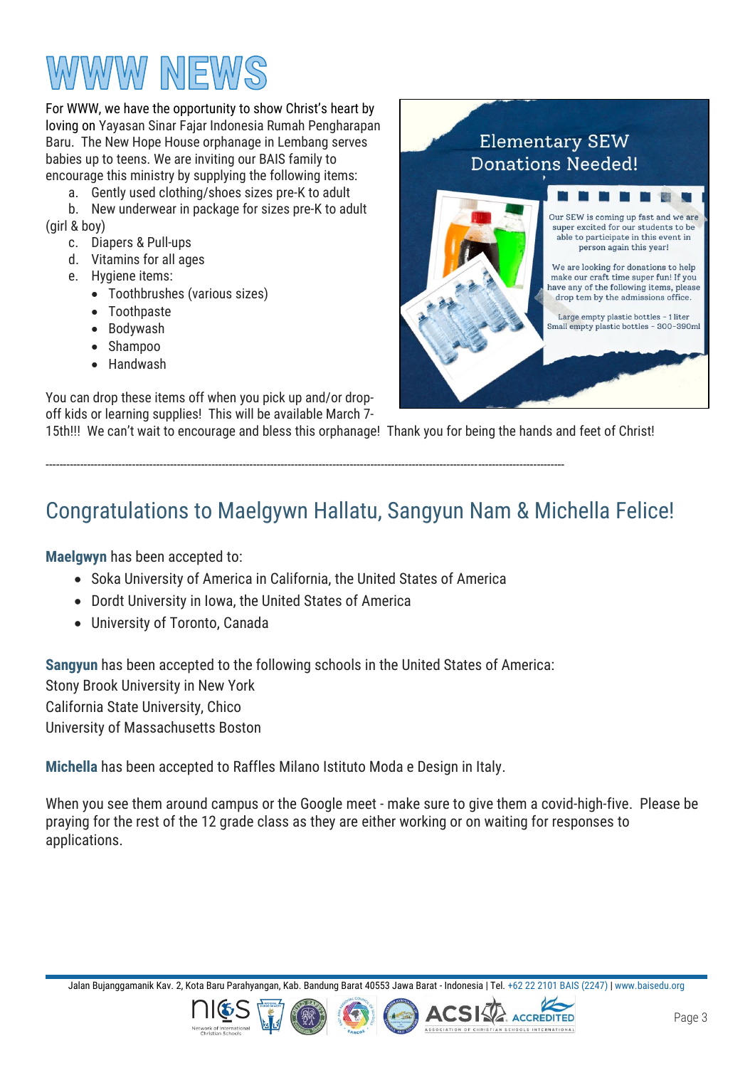# WWW NEWS

For WWW, we have the opportunity to show Christ's heart by loving on Yayasan Sinar Fajar Indonesia Rumah Pengharapan Baru. The New Hope House orphanage in Lembang serves babies up to teens. We are inviting our BAIS family to encourage this ministry by supplying the following items:

a. Gently used clothing/shoes sizes pre-K to adult
b. New underwear in package for sizes pre-K to adult (girl & boy)
c. Diapers & Pull-ups
d. Vitamins for all ages
e. Hygiene items:
    - Toothbrushes (various sizes)
    - Toothpaste
    - Bodywash
    - Shampoo
    - Handwash

You can drop these items off when you pick up and/or drop-off kids or learning supplies! This will be available March 7-15th!!! We can't wait to encourage and bless this orphanage! Thank you for being the hands and feet of Christ!

## Elementary SEW Donations Needed!

Our SEW is coming up fast and we are super excited for our students to be able to participate in this event in person again this year!

We are looking for donations to help make our craft time super fun! If you have any of the following items, please drop tem by the admissions office.

Large empty plastic bottles - 1 liter
Small empty plastic bottles - 300-390ml

---

## Congratulations to Maelgywn Hallatu, Sangyun Nam & Michella Felice!

**Maelgwyn** has been accepted to:

- Soka University of America in California, the United States of America
- Dordt University in Iowa, the United States of America
- University of Toronto, Canada

**Sangyun** has been accepted to the following schools in the United States of America:
Stony Brook University in New York
California State University, Chico
University of Massachusetts Boston

**Michella** has been accepted to Raffles Milano Istituto Moda e Design in Italy.

When you see them around campus or the Google meet - make sure to give them a covid-high-five. Please be praying for the rest of the 12 grade class as they are either working or on waiting for responses to applications.

Jalan Bujanggamanik Kav. 2, Kota Baru Parahyangan, Kab. Bandung Barat 40553 Jawa Barat - Indonesia | Tel. +62 22 2101 BAIS (2247) | www.baisedu.org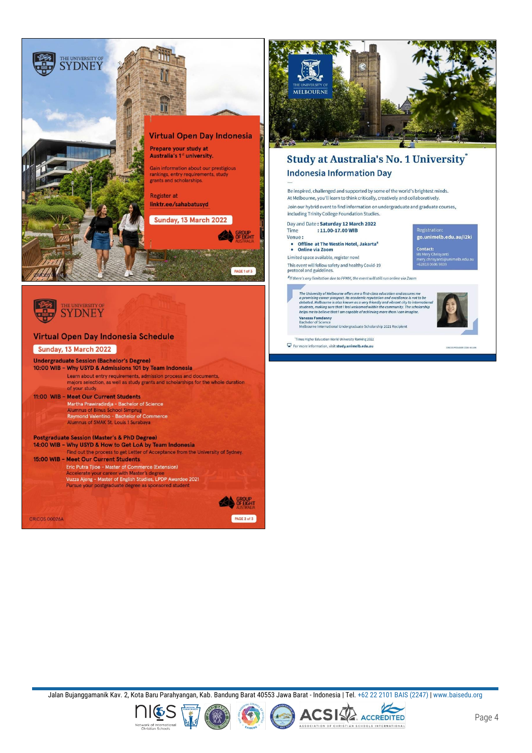THE UNIVERSITY OF SYDNEY

## Virtual Open Day Indonesia

**Prepare your study at Australia's 1st university.**

Gain information about our prestigious rankings, entry requirements, study grants and scholarships.

Register at
linktr.ee/sahabatusyd

**Sunday, 13 March 2022**

GROUP OF EIGHT AUSTRALIA

CRICOS 00026A

THE UNIVERSITY OF SYDNEY

## Virtual Open Day Indonesia Schedule

**Sunday, 13 March 2022**

**Undergraduate Session (Bachelor's Degree)**

**10:00 WIB – Why USYD & Admissions 101 by Team Indonesia**
Learn about entry requirements, admission process and documents, majors selection, as well as study grants and scholarships for the whole duration of your study.

**11:00 WIB – Meet Our Current Students**
Martha Prawiradirdja - Bachelor of Science
Alumnus of Binus School Simprug
Raymond Valentino - Bachelor of Commerce
Alumnus of SMAK St. Louis 1 Surabaya

**Postgraduate Session (Master's & PhD Degree)**

**14:00 WIB – Why USYD & How to Get LoA by Team Indonesia**
Find out the process to get Letter of Acceptance from the University of Sydney.

**15:00 WIB – Meet Our Current Students**
Eric Putra Tjioe - Master of Commerce (Extension)
Accelerate your career with Master's degree
Vuzza Ajeng - Master of English Studies, LPDP Awardee 2021
Pursue your postgraduate degree as sponsored student

GROUP OF EIGHT AUSTRALIA

CRICOS 00026A

THE UNIVERSITY OF MELBOURNE

## Study at Australia's No. 1 University*

### Indonesia Information Day

Be inspired, challenged and supported by some of the world's brightest minds. At Melbourne, you'll learn to think critically, creatively and collaboratively.

Join our hybrid event to find information on undergraduate and graduate courses, including Trinity College Foundation Studies.

Day and Date **: Saturday 12 March 2022**
Time **: 11.00-17.00 WIB**
Venue **:**

- **Offline at The Westin Hotel, Jakarta#**
- **Online via Zoom**

Limited space available, register now!

This event will follow safety and healthy Covid-19 protocol and guidelines.

Registration:
**go.unimelb.edu.au/i2ki**

Contact:
Ms Mery Chrisyanti
mery.chrisyanti@unimelb.edu.au
+62818 0606 9839

*#If there's any limitation due to PPKM, the event will still run online via Zoom*

*The University of Melbourne offers me a first-class education and assures me a promising career prospect. Its academic reputation and excellence is not to be debated. Melbourne is also known as a very friendly and vibrant city to international students, making sure that I feel welcomed within the community. The scholarship helps me to believe that I am capable of achieving more than I can imagine.*

**Vanessa Famdanny**
Bachelor of Science
Melbourne International Undergraduate Scholarship 2021 Recipient

*Times Higher Education World University Ranking 2022

For more information, visit **study.unimelb.edu.au**

CRICOS PROVIDER CODE: 00116K

Jalan Bujanggamanik Kav. 2, Kota Baru Parahyangan, Kab. Bandung Barat 40553 Jawa Barat - Indonesia | Tel. +62 22 2101 BAIS (2247) | www.baisedu.org